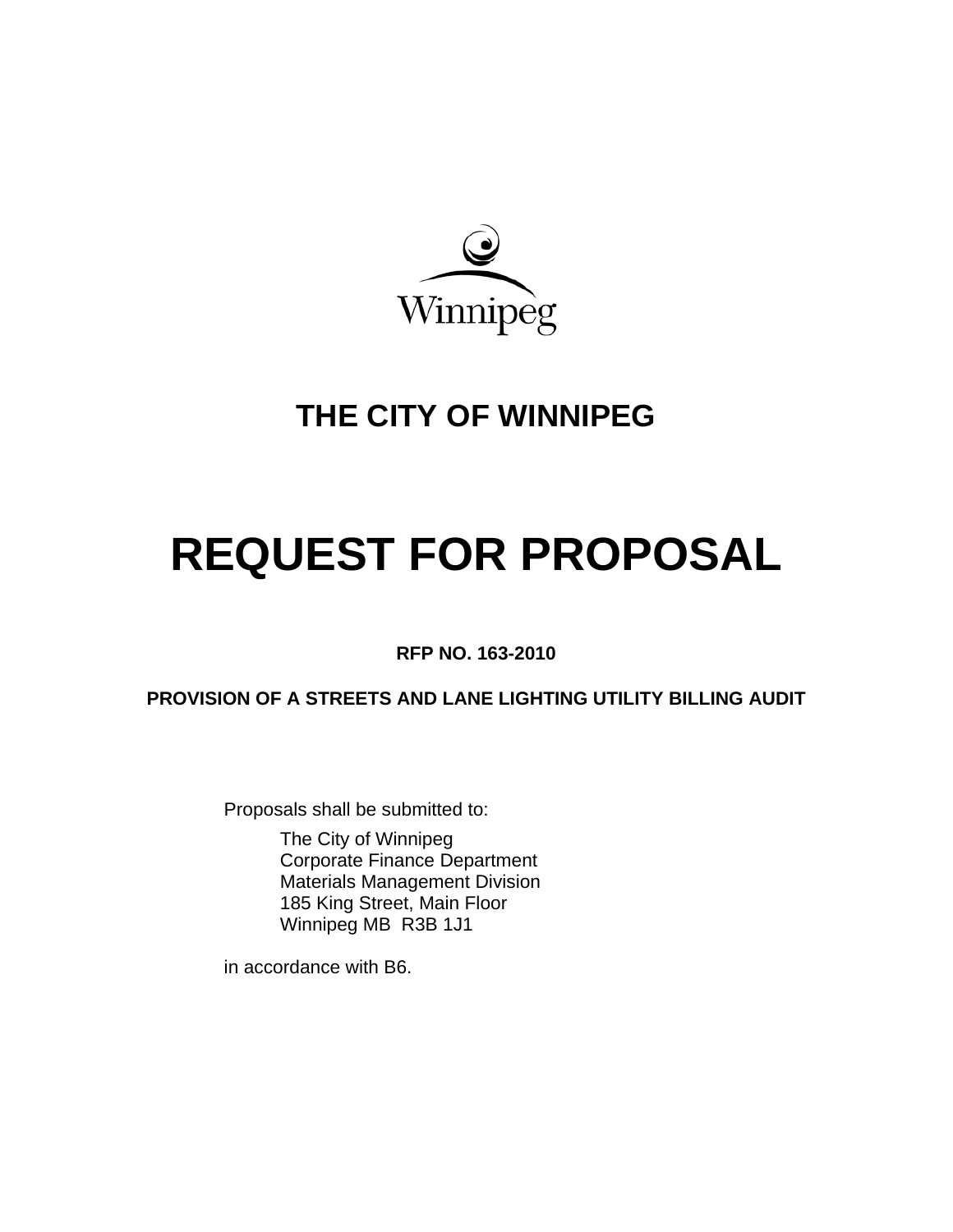Winnipeg

# THE CITY OF WINNIPEG

# REQUEST FOR PROPOSAL

**RFP NO. 163-2010**

**PROVISION OF A STREETS AND LANE LIGHTING UTILITY BILLING AUDIT**

Proposals shall be submitted to:

The City of Winnipeg
Corporate Finance Department
Materials Management Division
185 King Street, Main Floor
Winnipeg MB R3B 1J1

in accordance with B6.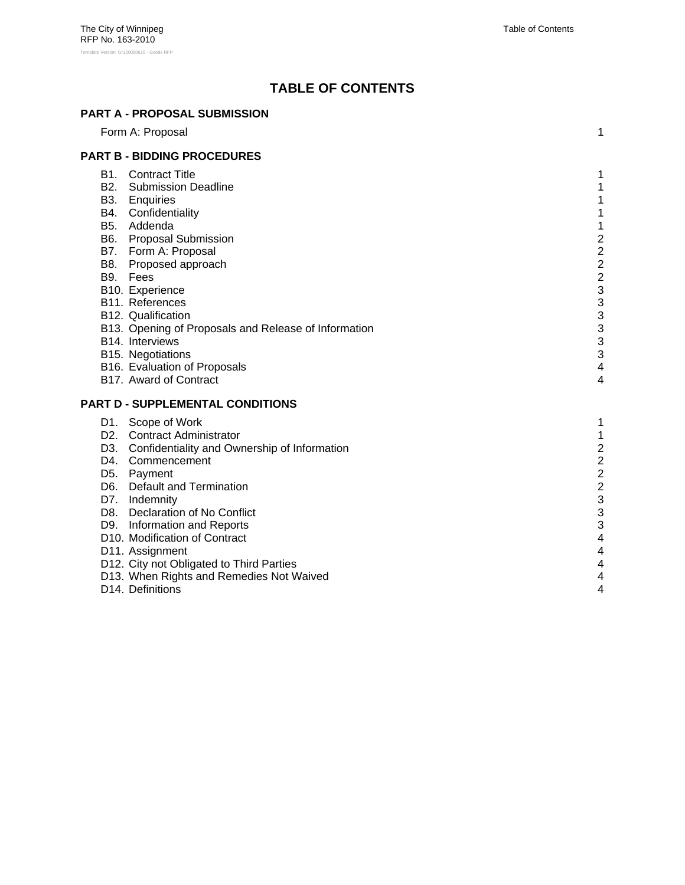# TABLE OF CONTENTS

## PART A - PROPOSAL SUBMISSION

Form A: Proposal 1

## PART B - BIDDING PROCEDURES

B1. Contract Title 1
B2. Submission Deadline 1
B3. Enquiries 1
B4. Confidentiality 1
B5. Addenda 1
B6. Proposal Submission 2
B7. Form A: Proposal 2
B8. Proposed approach 2
B9. Fees 2
B10. Experience 3
B11. References 3
B12. Qualification 3
B13. Opening of Proposals and Release of Information 3
B14. Interviews 3
B15. Negotiations 3
B16. Evaluation of Proposals 4
B17. Award of Contract 4

## PART D - SUPPLEMENTAL CONDITIONS

D1. Scope of Work 1
D2. Contract Administrator 1
D3. Confidentiality and Ownership of Information 2
D4. Commencement 2
D5. Payment 2
D6. Default and Termination 2
D7. Indemnity 3
D8. Declaration of No Conflict 3
D9. Information and Reports 3
D10. Modification of Contract 4
D11. Assignment 4
D12. City not Obligated to Third Parties 4
D13. When Rights and Remedies Not Waived 4
D14. Definitions 4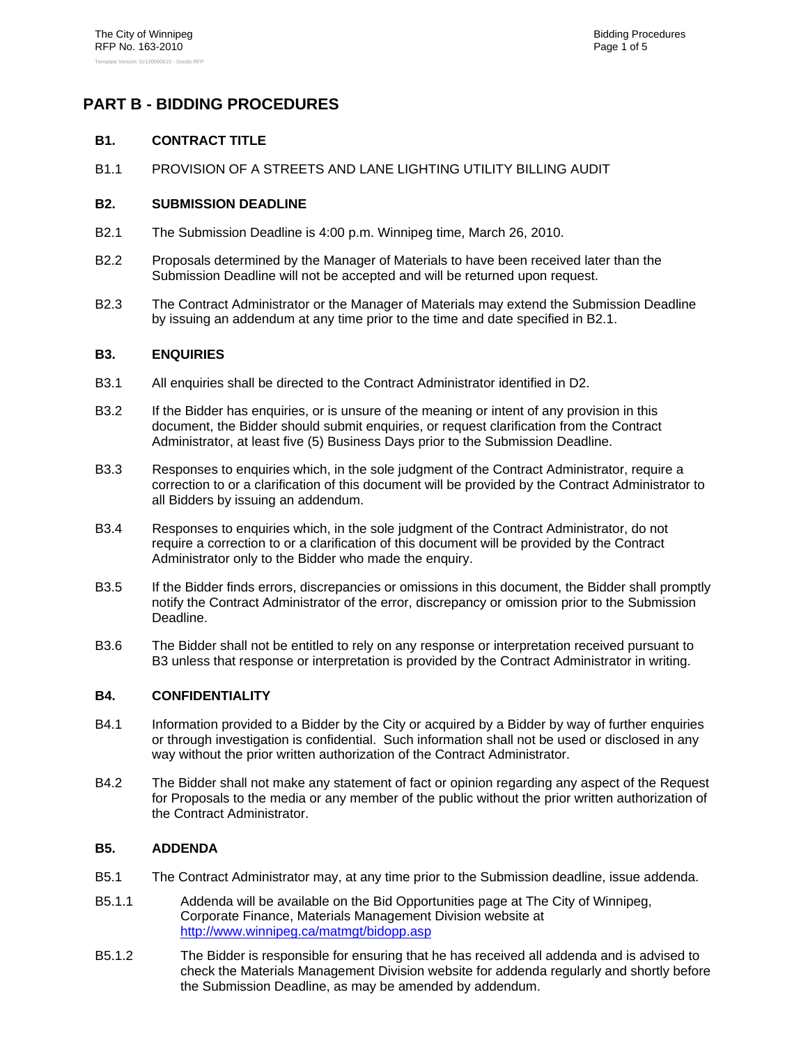# PART B - BIDDING PROCEDURES

## B1. CONTRACT TITLE

B1.1 PROVISION OF A STREETS AND LANE LIGHTING UTILITY BILLING AUDIT

## B2. SUBMISSION DEADLINE

B2.1 The Submission Deadline is 4:00 p.m. Winnipeg time, March 26, 2010.

B2.2 Proposals determined by the Manager of Materials to have been received later than the Submission Deadline will not be accepted and will be returned upon request.

B2.3 The Contract Administrator or the Manager of Materials may extend the Submission Deadline by issuing an addendum at any time prior to the time and date specified in B2.1.

## B3. ENQUIRIES

B3.1 All enquiries shall be directed to the Contract Administrator identified in D2.

B3.2 If the Bidder has enquiries, or is unsure of the meaning or intent of any provision in this document, the Bidder should submit enquiries, or request clarification from the Contract Administrator, at least five (5) Business Days prior to the Submission Deadline.

B3.3 Responses to enquiries which, in the sole judgment of the Contract Administrator, require a correction to or a clarification of this document will be provided by the Contract Administrator to all Bidders by issuing an addendum.

B3.4 Responses to enquiries which, in the sole judgment of the Contract Administrator, do not require a correction to or a clarification of this document will be provided by the Contract Administrator only to the Bidder who made the enquiry.

B3.5 If the Bidder finds errors, discrepancies or omissions in this document, the Bidder shall promptly notify the Contract Administrator of the error, discrepancy or omission prior to the Submission Deadline.

B3.6 The Bidder shall not be entitled to rely on any response or interpretation received pursuant to B3 unless that response or interpretation is provided by the Contract Administrator in writing.

## B4. CONFIDENTIALITY

B4.1 Information provided to a Bidder by the City or acquired by a Bidder by way of further enquiries or through investigation is confidential. Such information shall not be used or disclosed in any way without the prior written authorization of the Contract Administrator.

B4.2 The Bidder shall not make any statement of fact or opinion regarding any aspect of the Request for Proposals to the media or any member of the public without the prior written authorization of the Contract Administrator.

## B5. ADDENDA

B5.1 The Contract Administrator may, at any time prior to the Submission deadline, issue addenda.

B5.1.1 Addenda will be available on the Bid Opportunities page at The City of Winnipeg, Corporate Finance, Materials Management Division website at http://www.winnipeg.ca/matmgt/bidopp.asp

B5.1.2 The Bidder is responsible for ensuring that he has received all addenda and is advised to check the Materials Management Division website for addenda regularly and shortly before the Submission Deadline, as may be amended by addendum.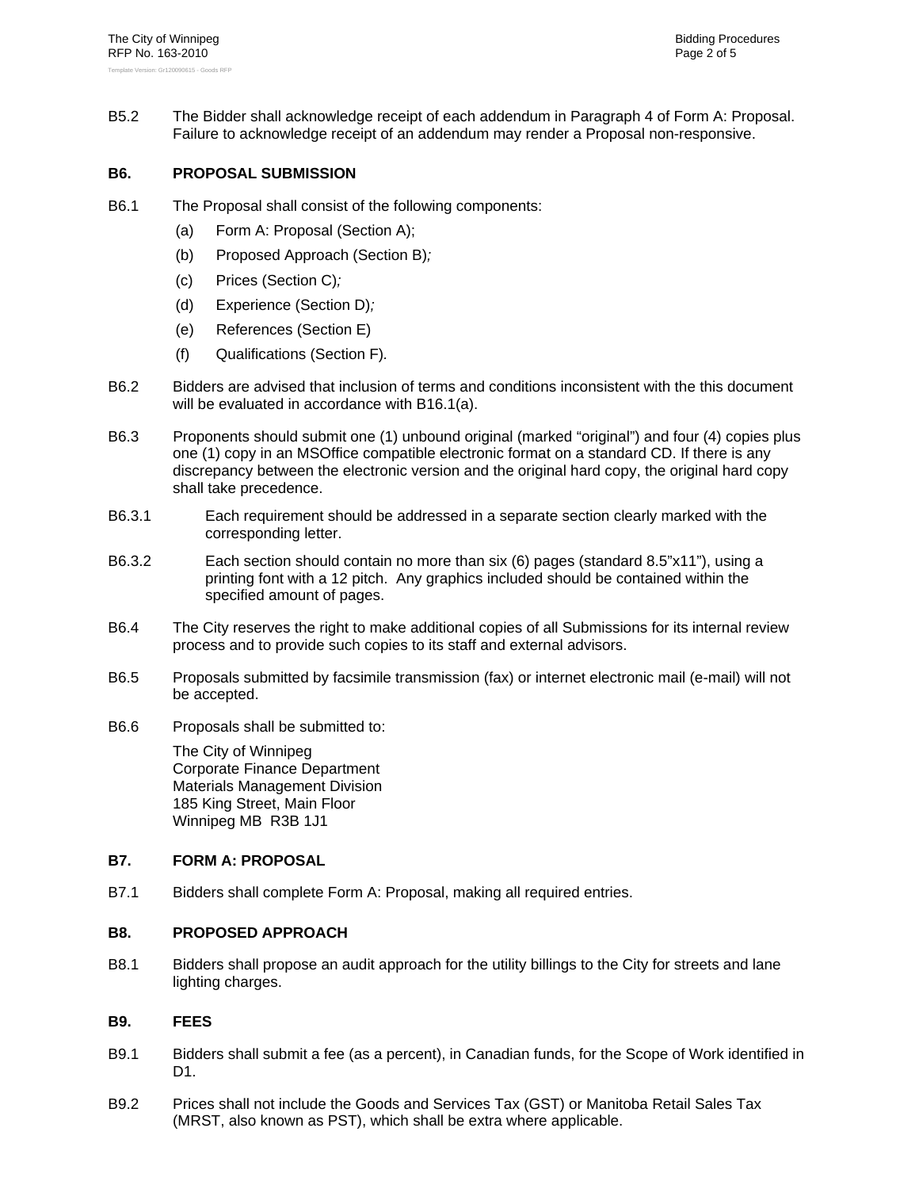B5.2 The Bidder shall acknowledge receipt of each addendum in Paragraph 4 of Form A: Proposal. Failure to acknowledge receipt of an addendum may render a Proposal non-responsive.

## B6. PROPOSAL SUBMISSION

B6.1 The Proposal shall consist of the following components:

- (a) Form A: Proposal (Section A);
- (b) Proposed Approach (Section B)*;*
- (c) Prices (Section C)*;*
- (d) Experience (Section D)*;*
- (e) References (Section E)
- (f) Qualifications (Section F)*.*

B6.2 Bidders are advised that inclusion of terms and conditions inconsistent with the this document will be evaluated in accordance with B16.1(a).

B6.3 Proponents should submit one (1) unbound original (marked "original") and four (4) copies plus one (1) copy in an MSOffice compatible electronic format on a standard CD. If there is any discrepancy between the electronic version and the original hard copy, the original hard copy shall take precedence.

B6.3.1 Each requirement should be addressed in a separate section clearly marked with the corresponding letter.

B6.3.2 Each section should contain no more than six (6) pages (standard 8.5"x11"), using a printing font with a 12 pitch. Any graphics included should be contained within the specified amount of pages.

B6.4 The City reserves the right to make additional copies of all Submissions for its internal review process and to provide such copies to its staff and external advisors.

B6.5 Proposals submitted by facsimile transmission (fax) or internet electronic mail (e-mail) will not be accepted.

B6.6 Proposals shall be submitted to:

The City of Winnipeg
Corporate Finance Department
Materials Management Division
185 King Street, Main Floor
Winnipeg MB R3B 1J1

## B7. FORM A: PROPOSAL

B7.1 Bidders shall complete Form A: Proposal, making all required entries.

## B8. PROPOSED APPROACH

B8.1 Bidders shall propose an audit approach for the utility billings to the City for streets and lane lighting charges.

## B9. FEES

B9.1 Bidders shall submit a fee (as a percent), in Canadian funds, for the Scope of Work identified in D1.

B9.2 Prices shall not include the Goods and Services Tax (GST) or Manitoba Retail Sales Tax (MRST, also known as PST), which shall be extra where applicable.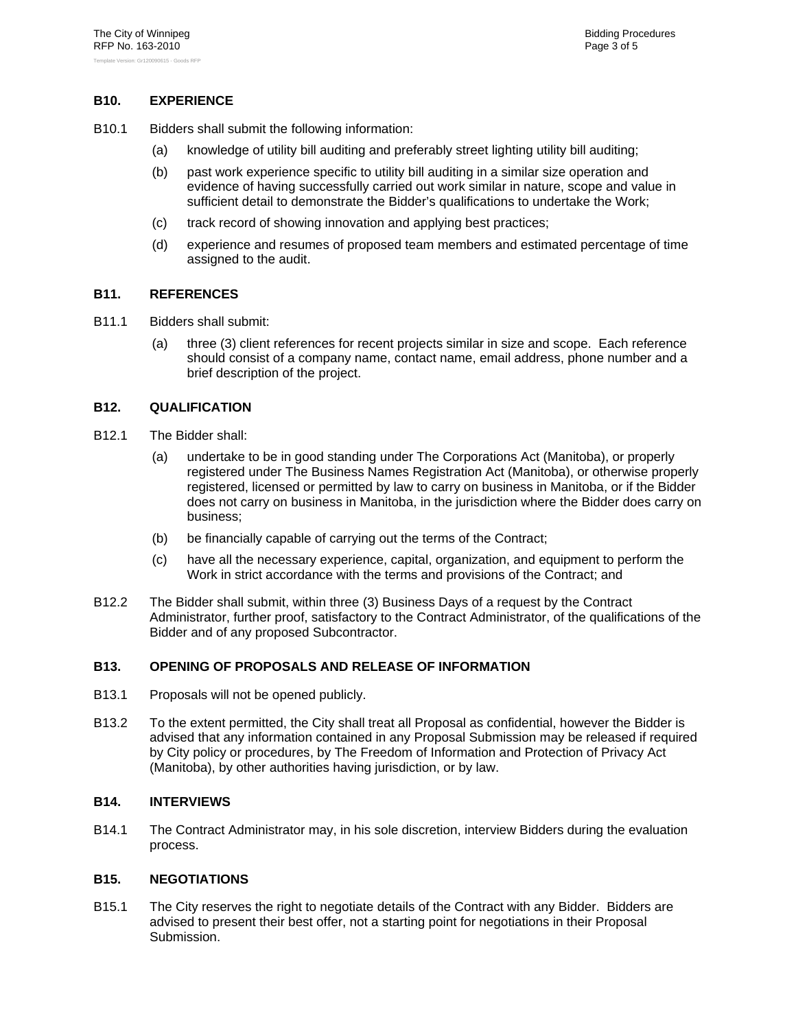## B10. EXPERIENCE

B10.1 Bidders shall submit the following information:

(a) knowledge of utility bill auditing and preferably street lighting utility bill auditing;

(b) past work experience specific to utility bill auditing in a similar size operation and evidence of having successfully carried out work similar in nature, scope and value in sufficient detail to demonstrate the Bidder's qualifications to undertake the Work;

(c) track record of showing innovation and applying best practices;

(d) experience and resumes of proposed team members and estimated percentage of time assigned to the audit.

## B11. REFERENCES

B11.1 Bidders shall submit:

(a) three (3) client references for recent projects similar in size and scope. Each reference should consist of a company name, contact name, email address, phone number and a brief description of the project.

## B12. QUALIFICATION

B12.1 The Bidder shall:

(a) undertake to be in good standing under The Corporations Act (Manitoba), or properly registered under The Business Names Registration Act (Manitoba), or otherwise properly registered, licensed or permitted by law to carry on business in Manitoba, or if the Bidder does not carry on business in Manitoba, in the jurisdiction where the Bidder does carry on business;

(b) be financially capable of carrying out the terms of the Contract;

(c) have all the necessary experience, capital, organization, and equipment to perform the Work in strict accordance with the terms and provisions of the Contract; and

B12.2 The Bidder shall submit, within three (3) Business Days of a request by the Contract Administrator, further proof, satisfactory to the Contract Administrator, of the qualifications of the Bidder and of any proposed Subcontractor.

## B13. OPENING OF PROPOSALS AND RELEASE OF INFORMATION

B13.1 Proposals will not be opened publicly.

B13.2 To the extent permitted, the City shall treat all Proposal as confidential, however the Bidder is advised that any information contained in any Proposal Submission may be released if required by City policy or procedures, by The Freedom of Information and Protection of Privacy Act (Manitoba), by other authorities having jurisdiction, or by law.

## B14. INTERVIEWS

B14.1 The Contract Administrator may, in his sole discretion, interview Bidders during the evaluation process.

## B15. NEGOTIATIONS

B15.1 The City reserves the right to negotiate details of the Contract with any Bidder. Bidders are advised to present their best offer, not a starting point for negotiations in their Proposal Submission.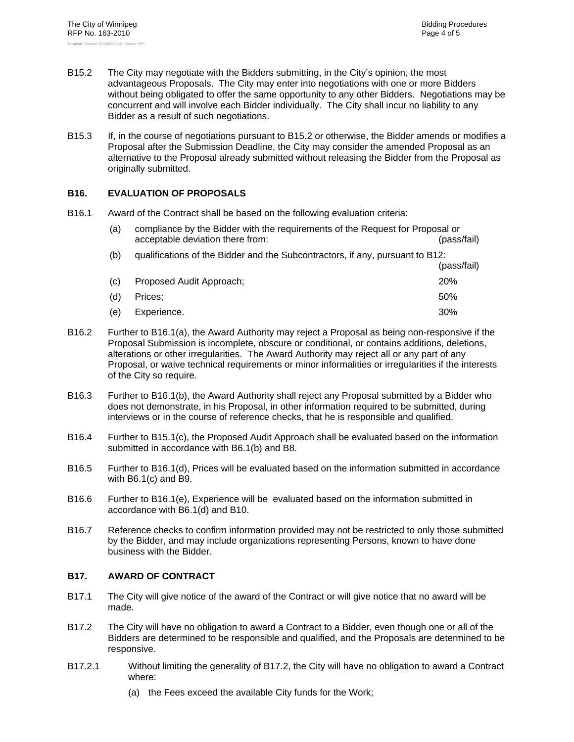B15.2 The City may negotiate with the Bidders submitting, in the City's opinion, the most advantageous Proposals. The City may enter into negotiations with one or more Bidders without being obligated to offer the same opportunity to any other Bidders. Negotiations may be concurrent and will involve each Bidder individually. The City shall incur no liability to any Bidder as a result of such negotiations.

B15.3 If, in the course of negotiations pursuant to B15.2 or otherwise, the Bidder amends or modifies a Proposal after the Submission Deadline, the City may consider the amended Proposal as an alternative to the Proposal already submitted without releasing the Bidder from the Proposal as originally submitted.

## B16. EVALUATION OF PROPOSALS

B16.1 Award of the Contract shall be based on the following evaluation criteria:

| | | |
|---|---|---|
| (a) | compliance by the Bidder with the requirements of the Request for Proposal or acceptable deviation there from: | (pass/fail) |
| (b) | qualifications of the Bidder and the Subcontractors, if any, pursuant to B12: | (pass/fail) |
| (c) | Proposed Audit Approach; | 20% |
| (d) | Prices; | 50% |
| (e) | Experience. | 30% |

B16.2 Further to B16.1(a), the Award Authority may reject a Proposal as being non-responsive if the Proposal Submission is incomplete, obscure or conditional, or contains additions, deletions, alterations or other irregularities. The Award Authority may reject all or any part of any Proposal, or waive technical requirements or minor informalities or irregularities if the interests of the City so require.

B16.3 Further to B16.1(b), the Award Authority shall reject any Proposal submitted by a Bidder who does not demonstrate, in his Proposal, in other information required to be submitted, during interviews or in the course of reference checks, that he is responsible and qualified.

B16.4 Further to B15.1(c), the Proposed Audit Approach shall be evaluated based on the information submitted in accordance with B6.1(b) and B8.

B16.5 Further to B16.1(d), Prices will be evaluated based on the information submitted in accordance with B6.1(c) and B9.

B16.6 Further to B16.1(e), Experience will be evaluated based on the information submitted in accordance with B6.1(d) and B10.

B16.7 Reference checks to confirm information provided may not be restricted to only those submitted by the Bidder, and may include organizations representing Persons, known to have done business with the Bidder.

## B17. AWARD OF CONTRACT

B17.1 The City will give notice of the award of the Contract or will give notice that no award will be made.

B17.2 The City will have no obligation to award a Contract to a Bidder, even though one or all of the Bidders are determined to be responsible and qualified, and the Proposals are determined to be responsive.

B17.2.1 Without limiting the generality of B17.2, the City will have no obligation to award a Contract where:

(a) the Fees exceed the available City funds for the Work;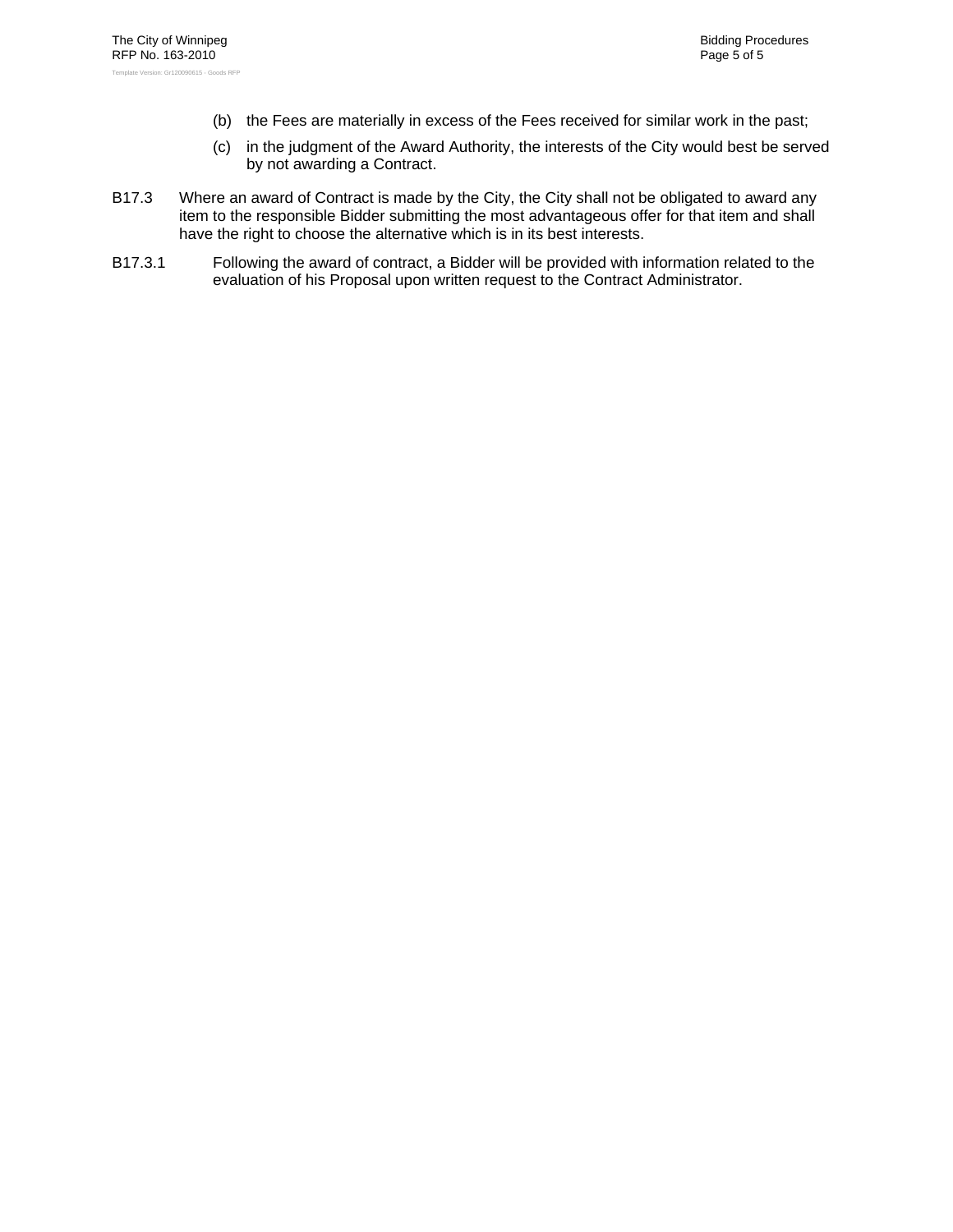(b) the Fees are materially in excess of the Fees received for similar work in the past;

(c) in the judgment of the Award Authority, the interests of the City would best be served by not awarding a Contract.

B17.3 Where an award of Contract is made by the City, the City shall not be obligated to award any item to the responsible Bidder submitting the most advantageous offer for that item and shall have the right to choose the alternative which is in its best interests.

B17.3.1 Following the award of contract, a Bidder will be provided with information related to the evaluation of his Proposal upon written request to the Contract Administrator.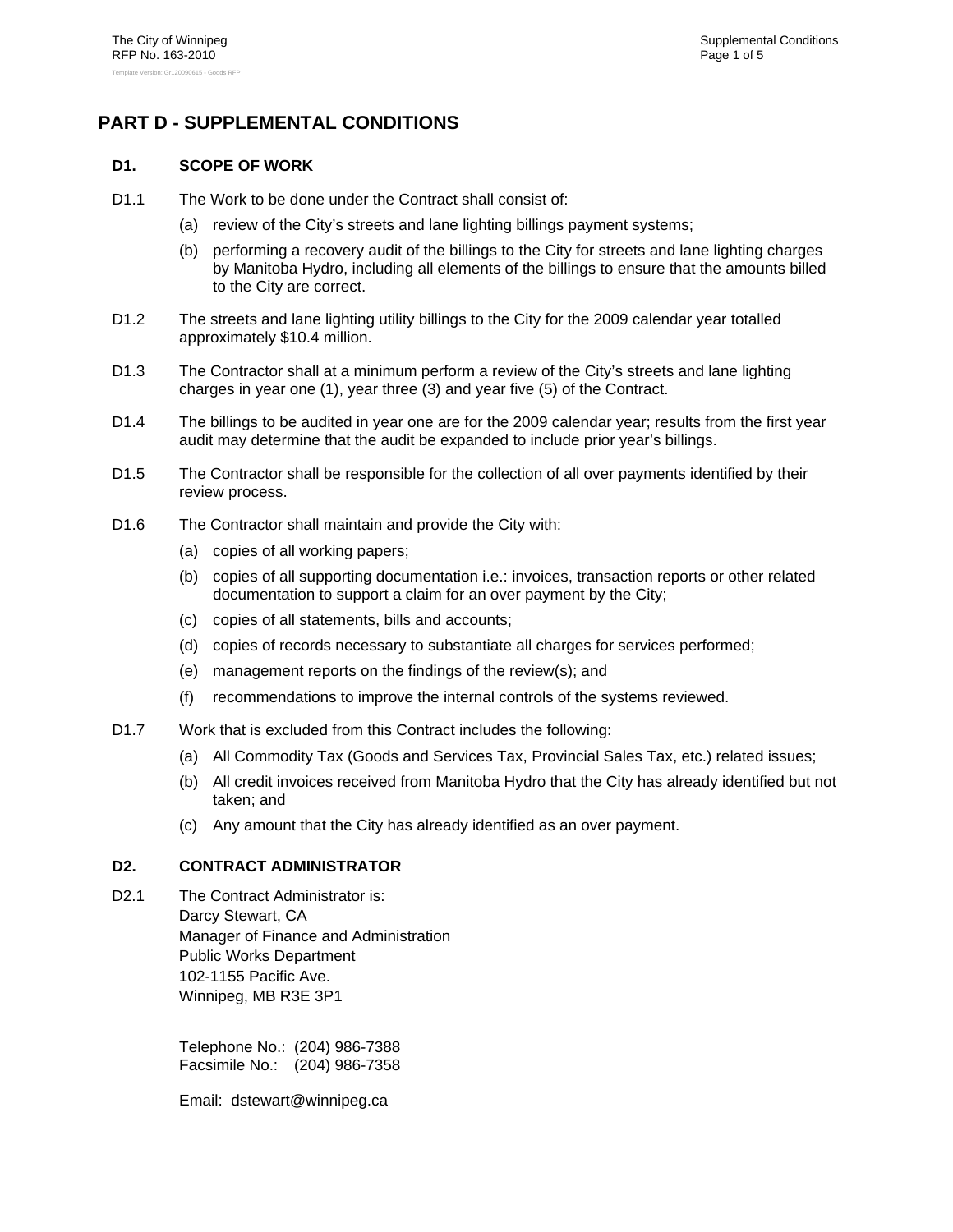# PART D - SUPPLEMENTAL CONDITIONS

## D1. SCOPE OF WORK

D1.1 The Work to be done under the Contract shall consist of:

(a) review of the City's streets and lane lighting billings payment systems;

(b) performing a recovery audit of the billings to the City for streets and lane lighting charges by Manitoba Hydro, including all elements of the billings to ensure that the amounts billed to the City are correct.

D1.2 The streets and lane lighting utility billings to the City for the 2009 calendar year totalled approximately $10.4 million.

D1.3 The Contractor shall at a minimum perform a review of the City's streets and lane lighting charges in year one (1), year three (3) and year five (5) of the Contract.

D1.4 The billings to be audited in year one are for the 2009 calendar year; results from the first year audit may determine that the audit be expanded to include prior year's billings.

D1.5 The Contractor shall be responsible for the collection of all over payments identified by their review process.

D1.6 The Contractor shall maintain and provide the City with:

(a) copies of all working papers;

(b) copies of all supporting documentation i.e.: invoices, transaction reports or other related documentation to support a claim for an over payment by the City;

(c) copies of all statements, bills and accounts;

(d) copies of records necessary to substantiate all charges for services performed;

(e) management reports on the findings of the review(s); and

(f) recommendations to improve the internal controls of the systems reviewed.

D1.7 Work that is excluded from this Contract includes the following:

(a) All Commodity Tax (Goods and Services Tax, Provincial Sales Tax, etc.) related issues;

(b) All credit invoices received from Manitoba Hydro that the City has already identified but not taken; and

(c) Any amount that the City has already identified as an over payment.

## D2. CONTRACT ADMINISTRATOR

D2.1 The Contract Administrator is:
Darcy Stewart, CA
Manager of Finance and Administration
Public Works Department
102-1155 Pacific Ave.
Winnipeg, MB R3E 3P1

Telephone No.: (204) 986-7388
Facsimile No.: (204) 986-7358

Email: dstewart@winnipeg.ca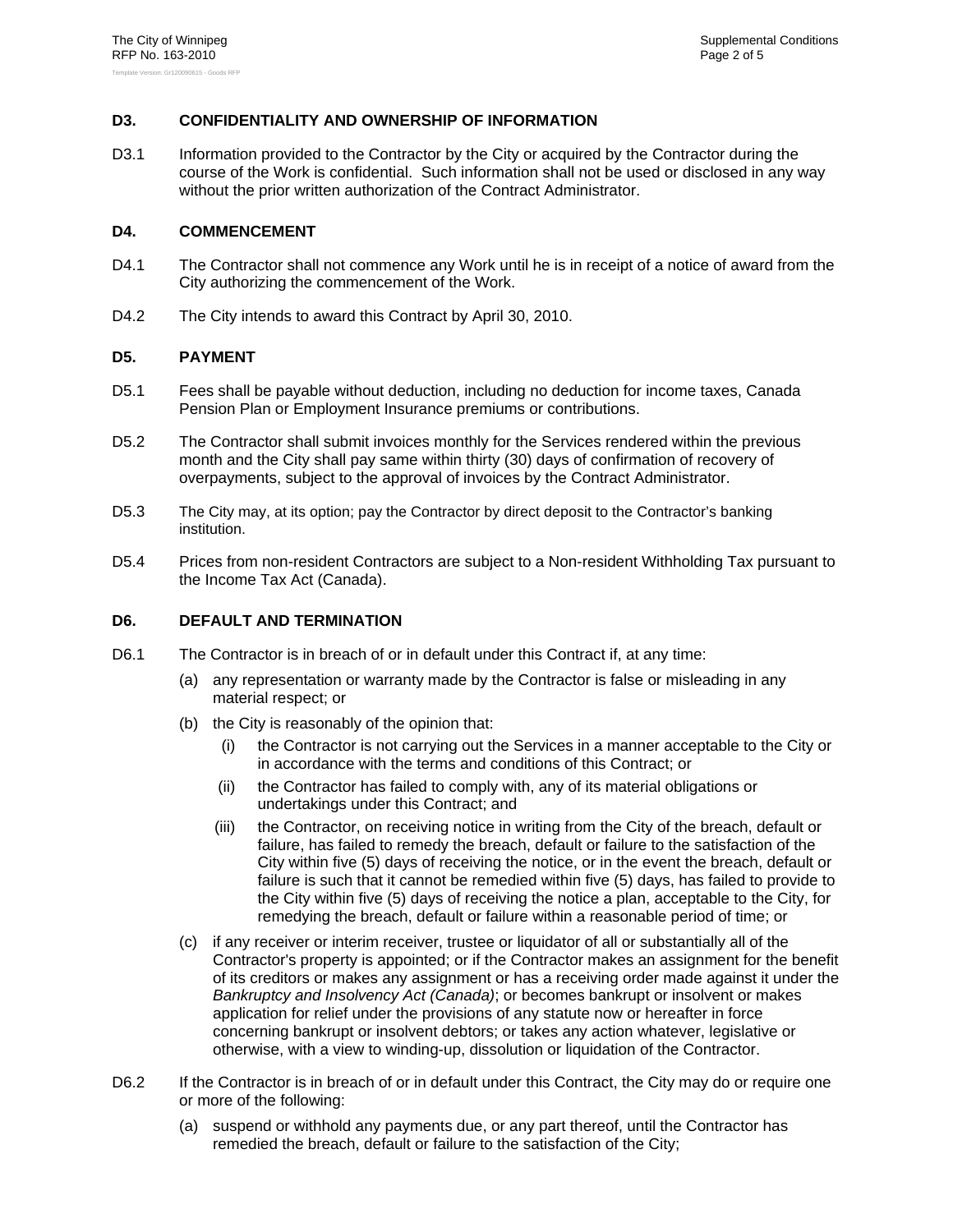### D3. CONFIDENTIALITY AND OWNERSHIP OF INFORMATION

D3.1 Information provided to the Contractor by the City or acquired by the Contractor during the course of the Work is confidential. Such information shall not be used or disclosed in any way without the prior written authorization of the Contract Administrator.

### D4. COMMENCEMENT

D4.1 The Contractor shall not commence any Work until he is in receipt of a notice of award from the City authorizing the commencement of the Work.

D4.2 The City intends to award this Contract by April 30, 2010.

### D5. PAYMENT

D5.1 Fees shall be payable without deduction, including no deduction for income taxes, Canada Pension Plan or Employment Insurance premiums or contributions.

D5.2 The Contractor shall submit invoices monthly for the Services rendered within the previous month and the City shall pay same within thirty (30) days of confirmation of recovery of overpayments, subject to the approval of invoices by the Contract Administrator.

D5.3 The City may, at its option; pay the Contractor by direct deposit to the Contractor's banking institution.

D5.4 Prices from non-resident Contractors are subject to a Non-resident Withholding Tax pursuant to the Income Tax Act (Canada).

### D6. DEFAULT AND TERMINATION

D6.1 The Contractor is in breach of or in default under this Contract if, at any time:

(a) any representation or warranty made by the Contractor is false or misleading in any material respect; or

(b) the City is reasonably of the opinion that:

  (i) the Contractor is not carrying out the Services in a manner acceptable to the City or in accordance with the terms and conditions of this Contract; or

  (ii) the Contractor has failed to comply with, any of its material obligations or undertakings under this Contract; and

  (iii) the Contractor, on receiving notice in writing from the City of the breach, default or failure, has failed to remedy the breach, default or failure to the satisfaction of the City within five (5) days of receiving the notice, or in the event the breach, default or failure is such that it cannot be remedied within five (5) days, has failed to provide to the City within five (5) days of receiving the notice a plan, acceptable to the City, for remedying the breach, default or failure within a reasonable period of time; or

(c) if any receiver or interim receiver, trustee or liquidator of all or substantially all of the Contractor's property is appointed; or if the Contractor makes an assignment for the benefit of its creditors or makes any assignment or has a receiving order made against it under the *Bankruptcy and Insolvency Act (Canada)*; or becomes bankrupt or insolvent or makes application for relief under the provisions of any statute now or hereafter in force concerning bankrupt or insolvent debtors; or takes any action whatever, legislative or otherwise, with a view to winding-up, dissolution or liquidation of the Contractor.

D6.2 If the Contractor is in breach of or in default under this Contract, the City may do or require one or more of the following:

(a) suspend or withhold any payments due, or any part thereof, until the Contractor has remedied the breach, default or failure to the satisfaction of the City;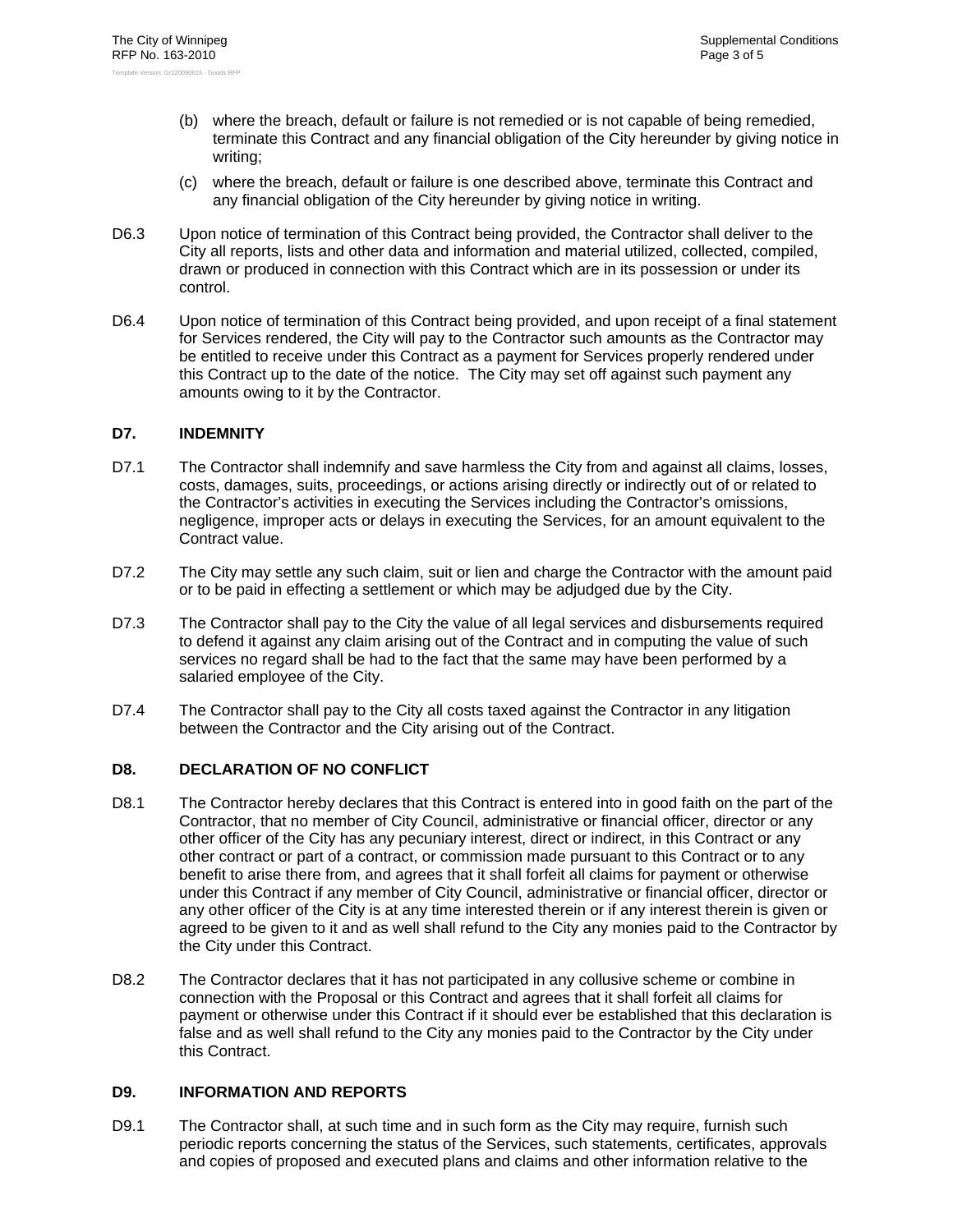(b) where the breach, default or failure is not remedied or is not capable of being remedied, terminate this Contract and any financial obligation of the City hereunder by giving notice in writing;

(c) where the breach, default or failure is one described above, terminate this Contract and any financial obligation of the City hereunder by giving notice in writing.

D6.3 Upon notice of termination of this Contract being provided, the Contractor shall deliver to the City all reports, lists and other data and information and material utilized, collected, compiled, drawn or produced in connection with this Contract which are in its possession or under its control.

D6.4 Upon notice of termination of this Contract being provided, and upon receipt of a final statement for Services rendered, the City will pay to the Contractor such amounts as the Contractor may be entitled to receive under this Contract as a payment for Services properly rendered under this Contract up to the date of the notice. The City may set off against such payment any amounts owing to it by the Contractor.

## D7. INDEMNITY

D7.1 The Contractor shall indemnify and save harmless the City from and against all claims, losses, costs, damages, suits, proceedings, or actions arising directly or indirectly out of or related to the Contractor's activities in executing the Services including the Contractor's omissions, negligence, improper acts or delays in executing the Services, for an amount equivalent to the Contract value.

D7.2 The City may settle any such claim, suit or lien and charge the Contractor with the amount paid or to be paid in effecting a settlement or which may be adjudged due by the City.

D7.3 The Contractor shall pay to the City the value of all legal services and disbursements required to defend it against any claim arising out of the Contract and in computing the value of such services no regard shall be had to the fact that the same may have been performed by a salaried employee of the City.

D7.4 The Contractor shall pay to the City all costs taxed against the Contractor in any litigation between the Contractor and the City arising out of the Contract.

## D8. DECLARATION OF NO CONFLICT

D8.1 The Contractor hereby declares that this Contract is entered into in good faith on the part of the Contractor, that no member of City Council, administrative or financial officer, director or any other officer of the City has any pecuniary interest, direct or indirect, in this Contract or any other contract or part of a contract, or commission made pursuant to this Contract or to any benefit to arise there from, and agrees that it shall forfeit all claims for payment or otherwise under this Contract if any member of City Council, administrative or financial officer, director or any other officer of the City is at any time interested therein or if any interest therein is given or agreed to be given to it and as well shall refund to the City any monies paid to the Contractor by the City under this Contract.

D8.2 The Contractor declares that it has not participated in any collusive scheme or combine in connection with the Proposal or this Contract and agrees that it shall forfeit all claims for payment or otherwise under this Contract if it should ever be established that this declaration is false and as well shall refund to the City any monies paid to the Contractor by the City under this Contract.

## D9. INFORMATION AND REPORTS

D9.1 The Contractor shall, at such time and in such form as the City may require, furnish such periodic reports concerning the status of the Services, such statements, certificates, approvals and copies of proposed and executed plans and claims and other information relative to the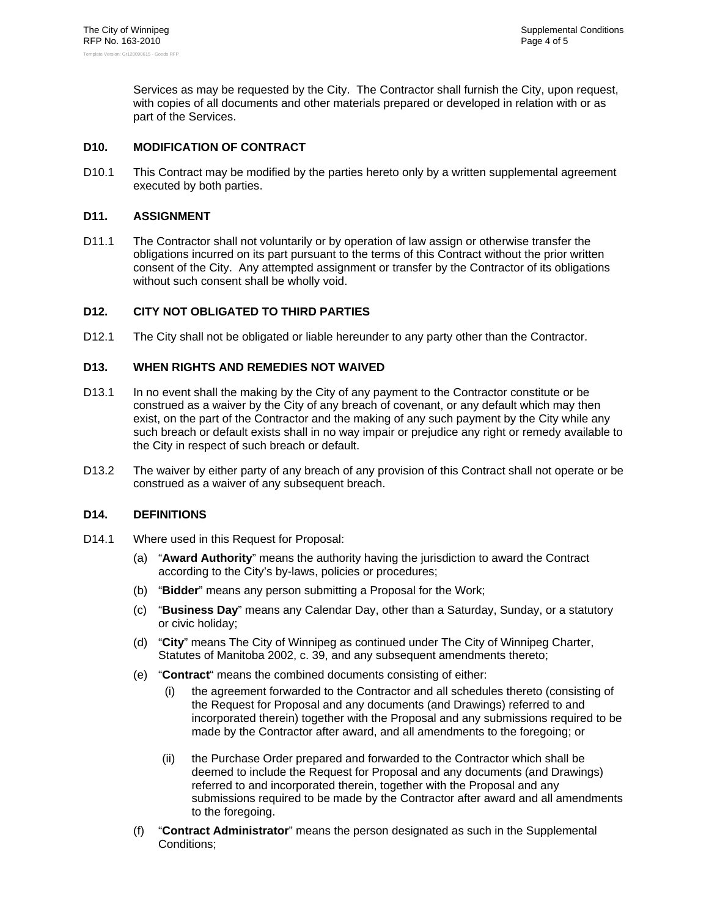Services as may be requested by the City. The Contractor shall furnish the City, upon request, with copies of all documents and other materials prepared or developed in relation with or as part of the Services.

## D10. MODIFICATION OF CONTRACT

D10.1 This Contract may be modified by the parties hereto only by a written supplemental agreement executed by both parties.

## D11. ASSIGNMENT

D11.1 The Contractor shall not voluntarily or by operation of law assign or otherwise transfer the obligations incurred on its part pursuant to the terms of this Contract without the prior written consent of the City. Any attempted assignment or transfer by the Contractor of its obligations without such consent shall be wholly void.

## D12. CITY NOT OBLIGATED TO THIRD PARTIES

D12.1 The City shall not be obligated or liable hereunder to any party other than the Contractor.

## D13. WHEN RIGHTS AND REMEDIES NOT WAIVED

D13.1 In no event shall the making by the City of any payment to the Contractor constitute or be construed as a waiver by the City of any breach of covenant, or any default which may then exist, on the part of the Contractor and the making of any such payment by the City while any such breach or default exists shall in no way impair or prejudice any right or remedy available to the City in respect of such breach or default.

D13.2 The waiver by either party of any breach of any provision of this Contract shall not operate or be construed as a waiver of any subsequent breach.

## D14. DEFINITIONS

D14.1 Where used in this Request for Proposal:

- (a) "**Award Authority**" means the authority having the jurisdiction to award the Contract according to the City's by-laws, policies or procedures;
- (b) "**Bidder**" means any person submitting a Proposal for the Work;
- (c) "**Business Day**" means any Calendar Day, other than a Saturday, Sunday, or a statutory or civic holiday;
- (d) "**City**" means The City of Winnipeg as continued under The City of Winnipeg Charter, Statutes of Manitoba 2002, c. 39, and any subsequent amendments thereto;
- (e) "**Contract**" means the combined documents consisting of either:
  - (i) the agreement forwarded to the Contractor and all schedules thereto (consisting of the Request for Proposal and any documents (and Drawings) referred to and incorporated therein) together with the Proposal and any submissions required to be made by the Contractor after award, and all amendments to the foregoing; or
  - (ii) the Purchase Order prepared and forwarded to the Contractor which shall be deemed to include the Request for Proposal and any documents (and Drawings) referred to and incorporated therein, together with the Proposal and any submissions required to be made by the Contractor after award and all amendments to the foregoing.
- (f) "**Contract Administrator**" means the person designated as such in the Supplemental Conditions;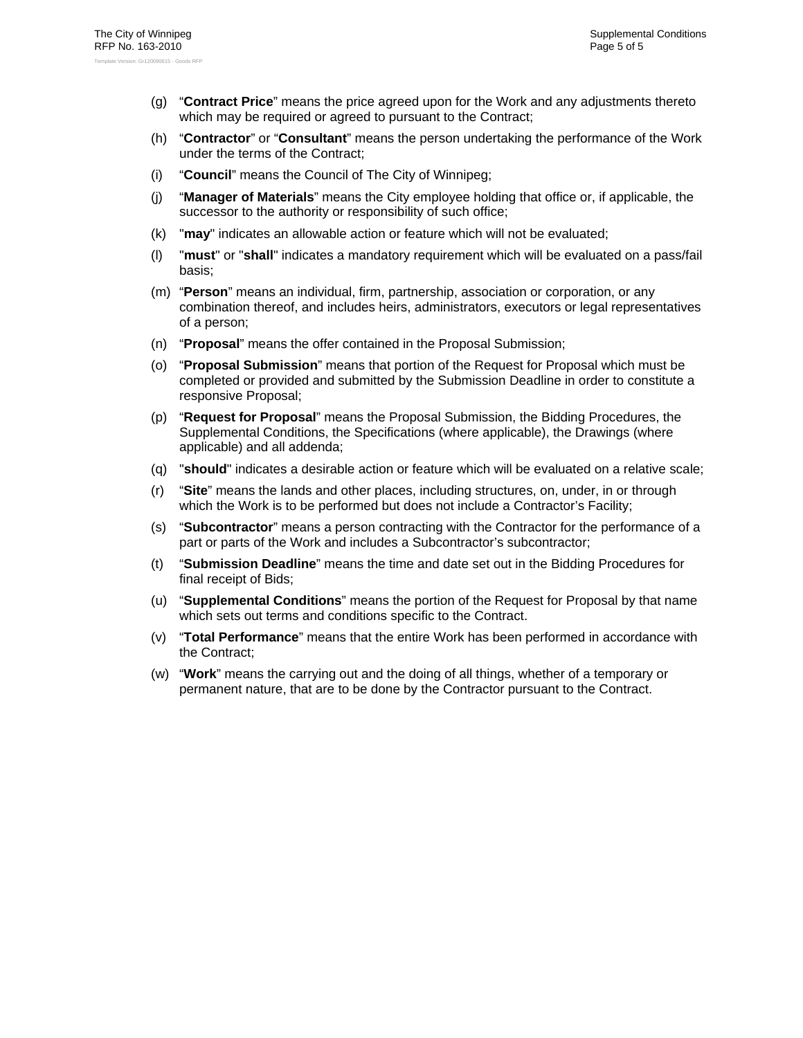(g) "**Contract Price**" means the price agreed upon for the Work and any adjustments thereto which may be required or agreed to pursuant to the Contract;

(h) "**Contractor**" or "**Consultant**" means the person undertaking the performance of the Work under the terms of the Contract;

(i) "**Council**" means the Council of The City of Winnipeg;

(j) "**Manager of Materials**" means the City employee holding that office or, if applicable, the successor to the authority or responsibility of such office;

(k) "**may**" indicates an allowable action or feature which will not be evaluated;

(l) "**must**" or "**shall**" indicates a mandatory requirement which will be evaluated on a pass/fail basis;

(m) "**Person**" means an individual, firm, partnership, association or corporation, or any combination thereof, and includes heirs, administrators, executors or legal representatives of a person;

(n) "**Proposal**" means the offer contained in the Proposal Submission;

(o) "**Proposal Submission**" means that portion of the Request for Proposal which must be completed or provided and submitted by the Submission Deadline in order to constitute a responsive Proposal;

(p) "**Request for Proposal**" means the Proposal Submission, the Bidding Procedures, the Supplemental Conditions, the Specifications (where applicable), the Drawings (where applicable) and all addenda;

(q) "**should**" indicates a desirable action or feature which will be evaluated on a relative scale;

(r) "**Site**" means the lands and other places, including structures, on, under, in or through which the Work is to be performed but does not include a Contractor's Facility;

(s) "**Subcontractor**" means a person contracting with the Contractor for the performance of a part or parts of the Work and includes a Subcontractor's subcontractor;

(t) "**Submission Deadline**" means the time and date set out in the Bidding Procedures for final receipt of Bids;

(u) "**Supplemental Conditions**" means the portion of the Request for Proposal by that name which sets out terms and conditions specific to the Contract.

(v) "**Total Performance**" means that the entire Work has been performed in accordance with the Contract;

(w) "**Work**" means the carrying out and the doing of all things, whether of a temporary or permanent nature, that are to be done by the Contractor pursuant to the Contract.